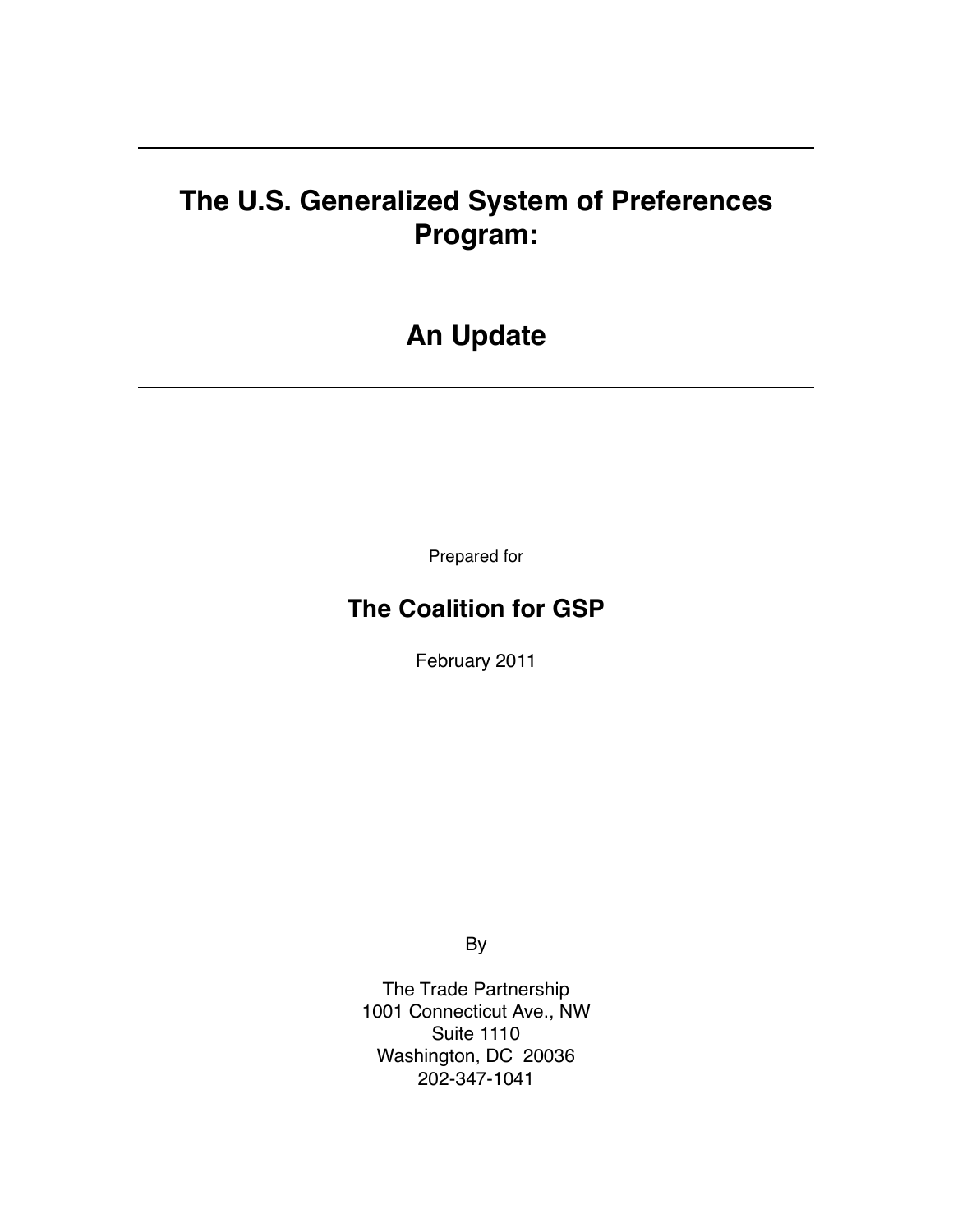# The U.S. Generalized System of Preferences Program:

# An Update

Prepared for

## The Coalition for GSP

February 2011

By

The Trade Partnership
1001 Connecticut Ave., NW
Suite 1110
Washington, DC 20036
202-347-1041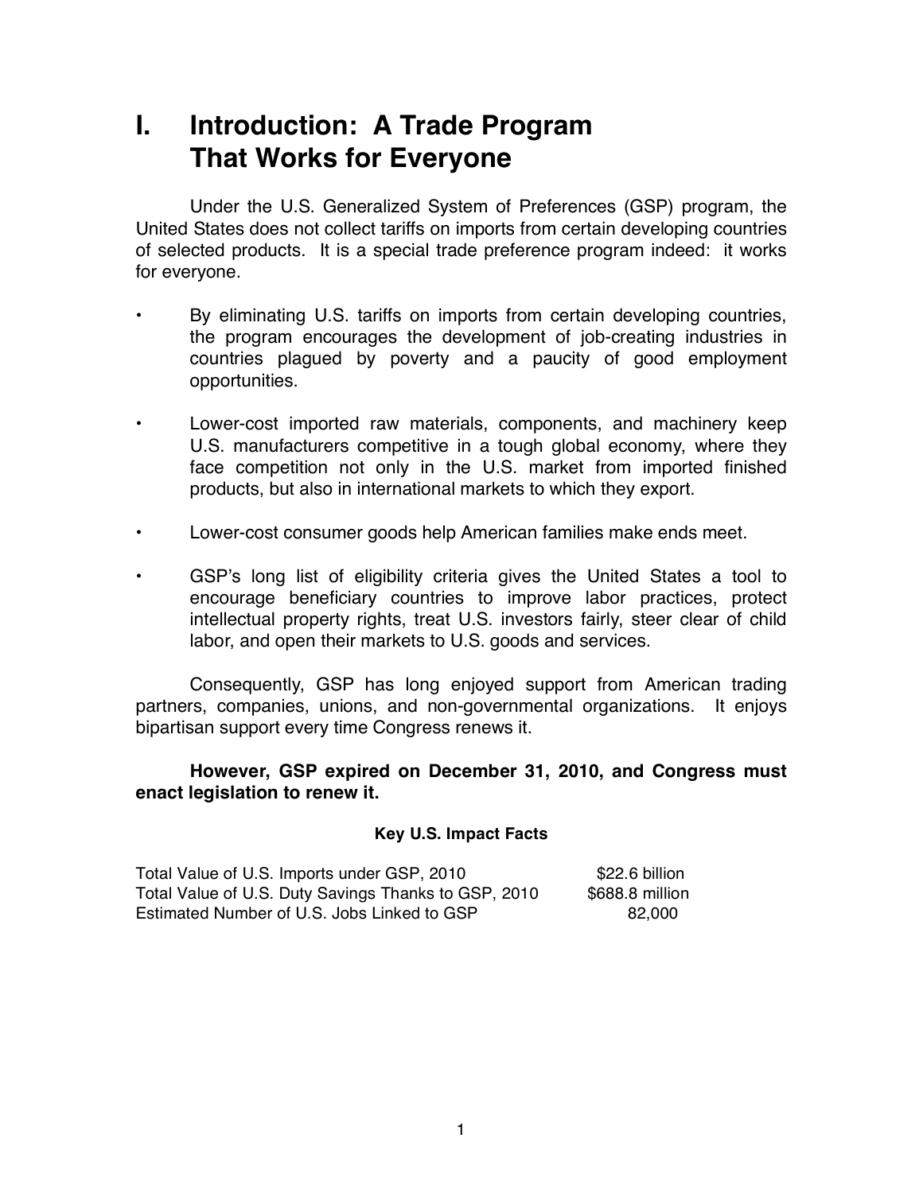# I. Introduction: A Trade Program That Works for Everyone

Under the U.S. Generalized System of Preferences (GSP) program, the United States does not collect tariffs on imports from certain developing countries of selected products. It is a special trade preference program indeed: it works for everyone.

- By eliminating U.S. tariffs on imports from certain developing countries, the program encourages the development of job-creating industries in countries plagued by poverty and a paucity of good employment opportunities.
- Lower-cost imported raw materials, components, and machinery keep U.S. manufacturers competitive in a tough global economy, where they face competition not only in the U.S. market from imported finished products, but also in international markets to which they export.
- Lower-cost consumer goods help American families make ends meet.
- GSP's long list of eligibility criteria gives the United States a tool to encourage beneficiary countries to improve labor practices, protect intellectual property rights, treat U.S. investors fairly, steer clear of child labor, and open their markets to U.S. goods and services.

Consequently, GSP has long enjoyed support from American trading partners, companies, unions, and non-governmental organizations. It enjoys bipartisan support every time Congress renews it.

**However, GSP expired on December 31, 2010, and Congress must enact legislation to renew it.**

**Key U.S. Impact Facts**

| | |
|---|---|
| Total Value of U.S. Imports under GSP, 2010 | $22.6 billion |
| Total Value of U.S. Duty Savings Thanks to GSP, 2010 | $688.8 million |
| Estimated Number of U.S. Jobs Linked to GSP | 82,000 |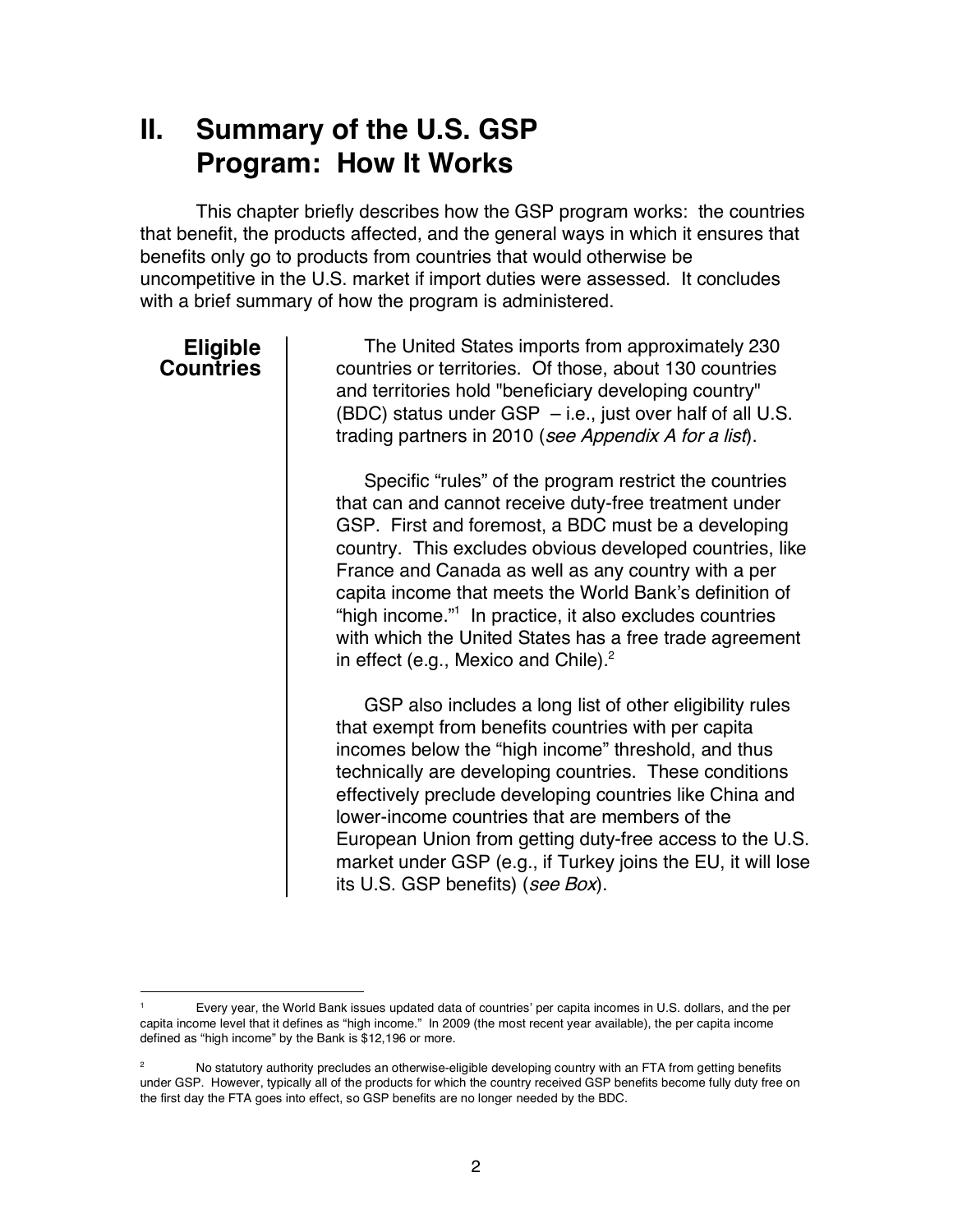# II. Summary of the U.S. GSP Program: How It Works

This chapter briefly describes how the GSP program works: the countries that benefit, the products affected, and the general ways in which it ensures that benefits only go to products from countries that would otherwise be uncompetitive in the U.S. market if import duties were assessed. It concludes with a brief summary of how the program is administered.

## Eligible Countries

The United States imports from approximately 230 countries or territories. Of those, about 130 countries and territories hold "beneficiary developing country" (BDC) status under GSP – i.e., just over half of all U.S. trading partners in 2010 (*see Appendix A for a list*).

Specific "rules" of the program restrict the countries that can and cannot receive duty-free treatment under GSP. First and foremost, a BDC must be a developing country. This excludes obvious developed countries, like France and Canada as well as any country with a per capita income that meets the World Bank's definition of "high income."[1] In practice, it also excludes countries with which the United States has a free trade agreement in effect (e.g., Mexico and Chile).[2]

GSP also includes a long list of other eligibility rules that exempt from benefits countries with per capita incomes below the "high income" threshold, and thus technically are developing countries. These conditions effectively preclude developing countries like China and lower-income countries that are members of the European Union from getting duty-free access to the U.S. market under GSP (e.g., if Turkey joins the EU, it will lose its U.S. GSP benefits) (*see Box*).

---

[1] Every year, the World Bank issues updated data of countries' per capita incomes in U.S. dollars, and the per capita income level that it defines as "high income." In 2009 (the most recent year available), the per capita income defined as "high income" by the Bank is $12,196 or more.

[2] No statutory authority precludes an otherwise-eligible developing country with an FTA from getting benefits under GSP. However, typically all of the products for which the country received GSP benefits become fully duty free on the first day the FTA goes into effect, so GSP benefits are no longer needed by the BDC.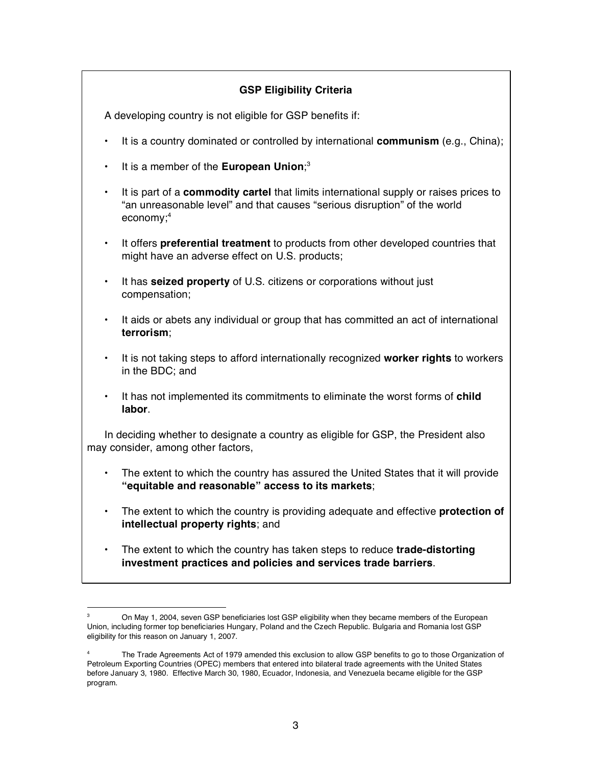### GSP Eligibility Criteria

A developing country is not eligible for GSP benefits if:

- It is a country dominated or controlled by international **communism** (e.g., China);
- It is a member of the **European Union**;[3]
- It is part of a **commodity cartel** that limits international supply or raises prices to "an unreasonable level" and that causes "serious disruption" of the world economy;[4]
- It offers **preferential treatment** to products from other developed countries that might have an adverse effect on U.S. products;
- It has **seized property** of U.S. citizens or corporations without just compensation;
- It aids or abets any individual or group that has committed an act of international **terrorism**;
- It is not taking steps to afford internationally recognized **worker rights** to workers in the BDC; and
- It has not implemented its commitments to eliminate the worst forms of **child labor**.

In deciding whether to designate a country as eligible for GSP, the President also may consider, among other factors,

- The extent to which the country has assured the United States that it will provide **"equitable and reasonable" access to its markets**;
- The extent to which the country is providing adequate and effective **protection of intellectual property rights**; and
- The extent to which the country has taken steps to reduce **trade-distorting investment practices and policies and services trade barriers**.

---

[3] On May 1, 2004, seven GSP beneficiaries lost GSP eligibility when they became members of the European Union, including former top beneficiaries Hungary, Poland and the Czech Republic. Bulgaria and Romania lost GSP eligibility for this reason on January 1, 2007.

[4] The Trade Agreements Act of 1979 amended this exclusion to allow GSP benefits to go to those Organization of Petroleum Exporting Countries (OPEC) members that entered into bilateral trade agreements with the United States before January 3, 1980. Effective March 30, 1980, Ecuador, Indonesia, and Venezuela became eligible for the GSP program.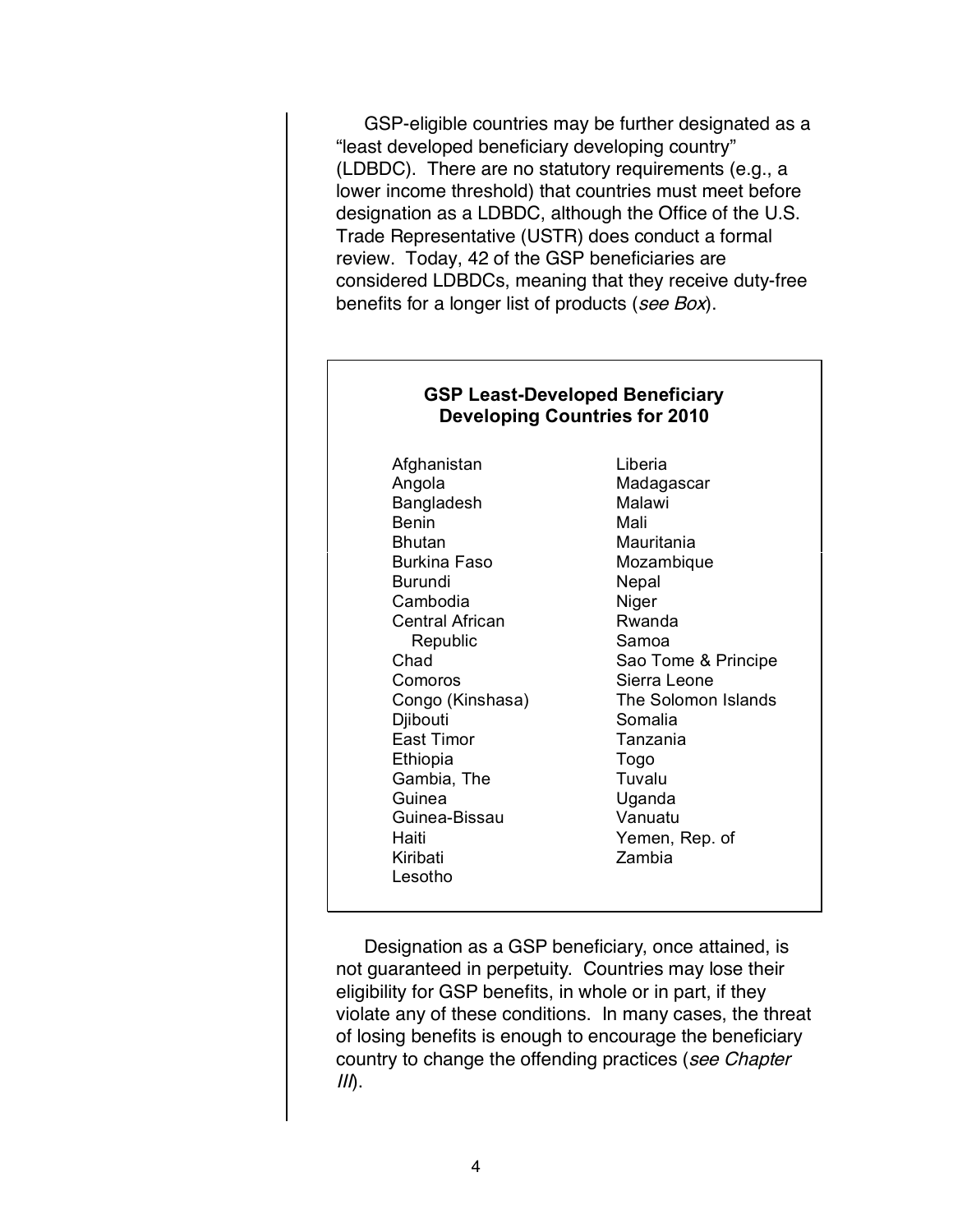GSP-eligible countries may be further designated as a "least developed beneficiary developing country" (LDBDC). There are no statutory requirements (e.g., a lower income threshold) that countries must meet before designation as a LDBDC, although the Office of the U.S. Trade Representative (USTR) does conduct a formal review. Today, 42 of the GSP beneficiaries are considered LDBDCs, meaning that they receive duty-free benefits for a longer list of products (*see Box*).

**GSP Least-Developed Beneficiary Developing Countries for 2010**

| | |
|---|---|
| Afghanistan | Liberia |
| Angola | Madagascar |
| Bangladesh | Malawi |
| Benin | Mali |
| Bhutan | Mauritania |
| Burkina Faso | Mozambique |
| Burundi | Nepal |
| Cambodia | Niger |
| Central African Republic | Rwanda |
| Chad | Samoa |
| Comoros | Sao Tome & Principe |
| Congo (Kinshasa) | Sierra Leone |
| Djibouti | The Solomon Islands |
| East Timor | Somalia |
| Ethiopia | Tanzania |
| Gambia, The | Togo |
| Guinea | Tuvalu |
| Guinea-Bissau | Uganda |
| Haiti | Vanuatu |
| Kiribati | Yemen, Rep. of |
| Lesotho | Zambia |

Designation as a GSP beneficiary, once attained, is not guaranteed in perpetuity. Countries may lose their eligibility for GSP benefits, in whole or in part, if they violate any of these conditions. In many cases, the threat of losing benefits is enough to encourage the beneficiary country to change the offending practices (*see Chapter III*).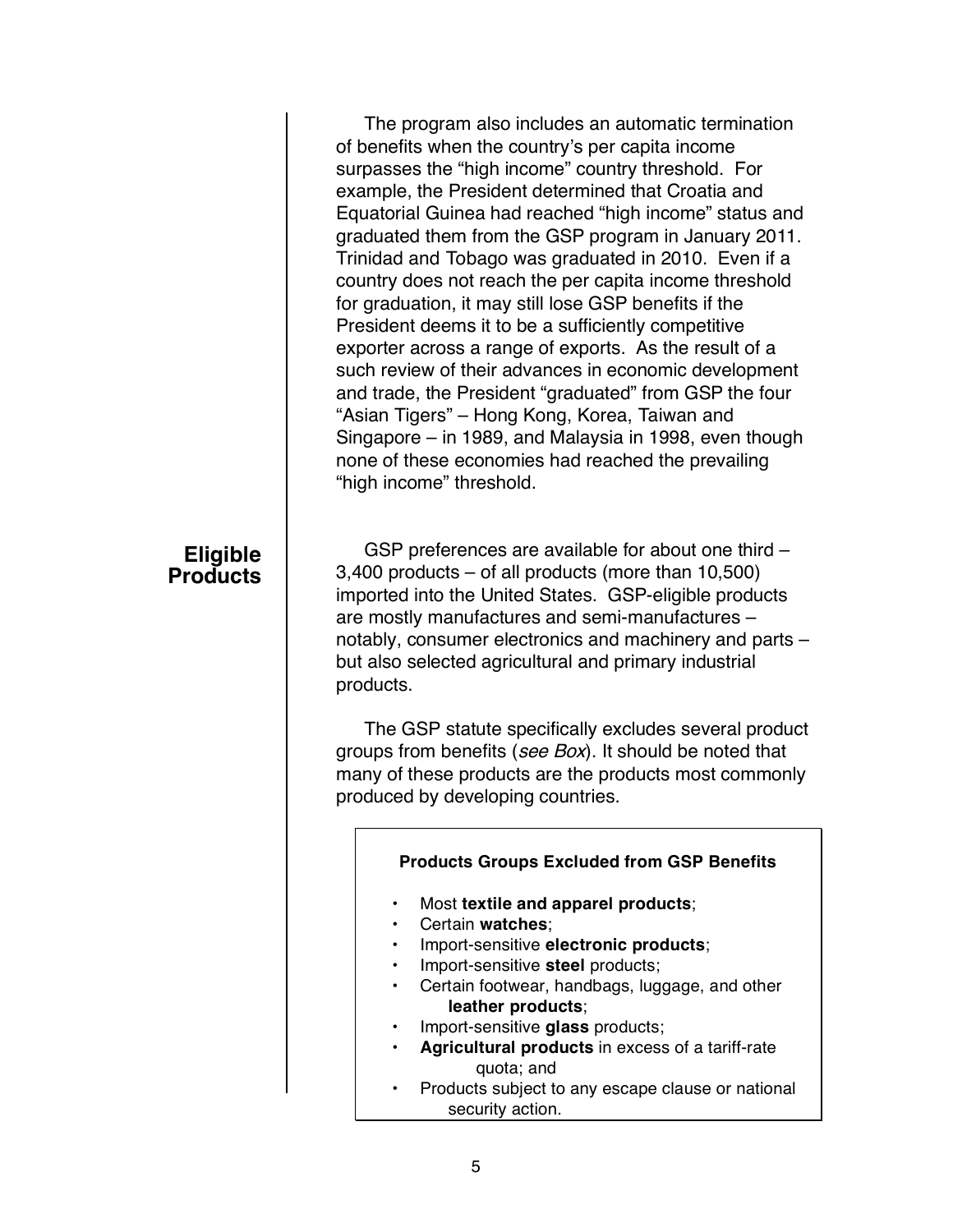The program also includes an automatic termination of benefits when the country's per capita income surpasses the "high income" country threshold. For example, the President determined that Croatia and Equatorial Guinea had reached "high income" status and graduated them from the GSP program in January 2011. Trinidad and Tobago was graduated in 2010. Even if a country does not reach the per capita income threshold for graduation, it may still lose GSP benefits if the President deems it to be a sufficiently competitive exporter across a range of exports. As the result of a such review of their advances in economic development and trade, the President "graduated" from GSP the four "Asian Tigers" – Hong Kong, Korea, Taiwan and Singapore – in 1989, and Malaysia in 1998, even though none of these economies had reached the prevailing "high income" threshold.

## Eligible Products

GSP preferences are available for about one third – 3,400 products – of all products (more than 10,500) imported into the United States. GSP-eligible products are mostly manufactures and semi-manufactures – notably, consumer electronics and machinery and parts – but also selected agricultural and primary industrial products.

The GSP statute specifically excludes several product groups from benefits (*see Box*). It should be noted that many of these products are the products most commonly produced by developing countries.

**Products Groups Excluded from GSP Benefits**

- Most **textile and apparel products**;
- Certain **watches**;
- Import-sensitive **electronic products**;
- Import-sensitive **steel** products;
- Certain footwear, handbags, luggage, and other **leather products**;
- Import-sensitive **glass** products;
- **Agricultural products** in excess of a tariff-rate quota; and
- Products subject to any escape clause or national security action.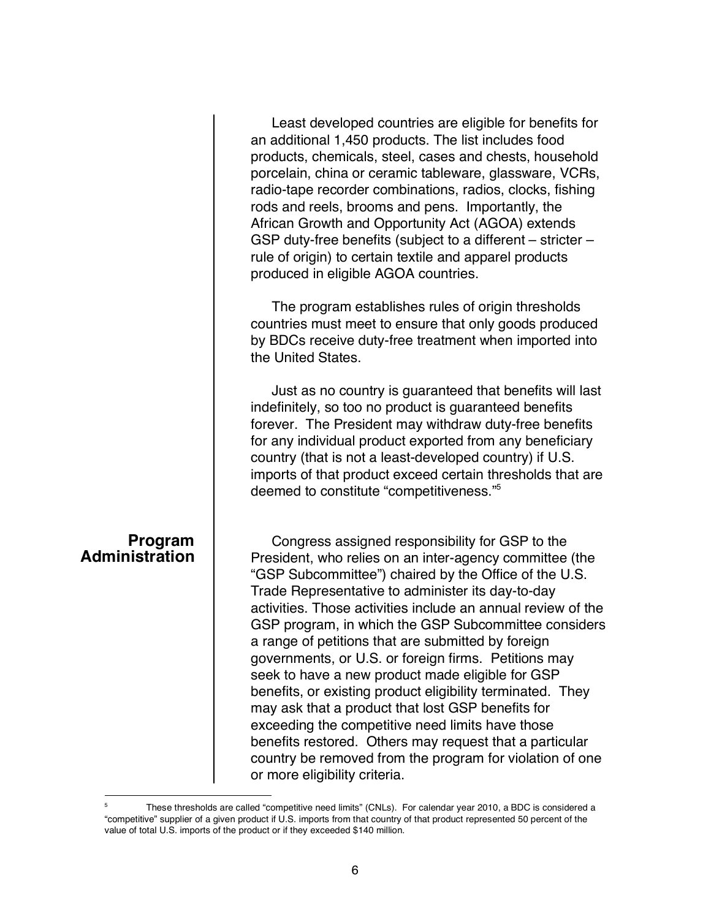Least developed countries are eligible for benefits for an additional 1,450 products. The list includes food products, chemicals, steel, cases and chests, household porcelain, china or ceramic tableware, glassware, VCRs, radio-tape recorder combinations, radios, clocks, fishing rods and reels, brooms and pens. Importantly, the African Growth and Opportunity Act (AGOA) extends GSP duty-free benefits (subject to a different – stricter – rule of origin) to certain textile and apparel products produced in eligible AGOA countries.

The program establishes rules of origin thresholds countries must meet to ensure that only goods produced by BDCs receive duty-free treatment when imported into the United States.

Just as no country is guaranteed that benefits will last indefinitely, so too no product is guaranteed benefits forever. The President may withdraw duty-free benefits for any individual product exported from any beneficiary country (that is not a least-developed country) if U.S. imports of that product exceed certain thresholds that are deemed to constitute "competitiveness."[5]

## Program Administration

Congress assigned responsibility for GSP to the President, who relies on an inter-agency committee (the "GSP Subcommittee") chaired by the Office of the U.S. Trade Representative to administer its day-to-day activities. Those activities include an annual review of the GSP program, in which the GSP Subcommittee considers a range of petitions that are submitted by foreign governments, or U.S. or foreign firms. Petitions may seek to have a new product made eligible for GSP benefits, or existing product eligibility terminated. They may ask that a product that lost GSP benefits for exceeding the competitive need limits have those benefits restored. Others may request that a particular country be removed from the program for violation of one or more eligibility criteria.

---

[5] These thresholds are called "competitive need limits" (CNLs). For calendar year 2010, a BDC is considered a "competitive" supplier of a given product if U.S. imports from that country of that product represented 50 percent of the value of total U.S. imports of the product or if they exceeded $140 million.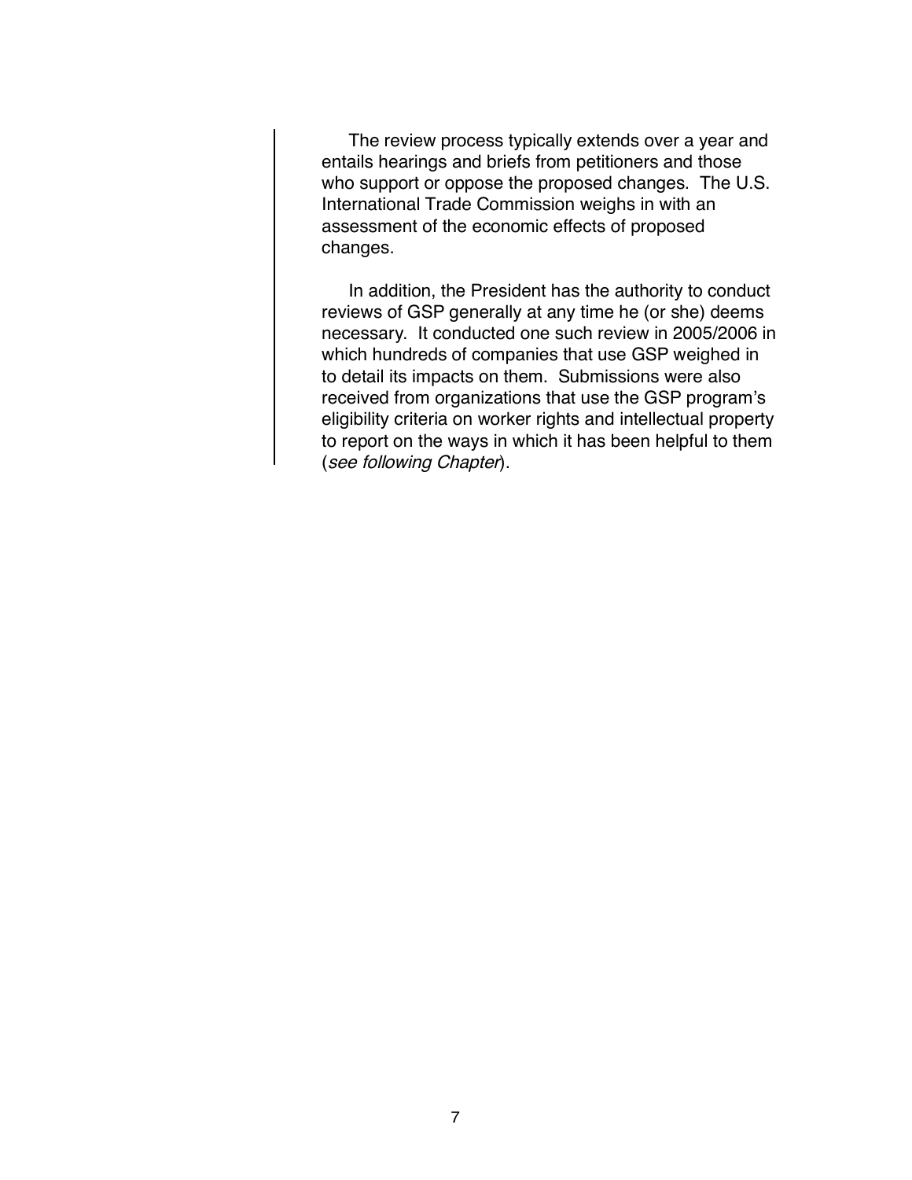The review process typically extends over a year and entails hearings and briefs from petitioners and those who support or oppose the proposed changes. The U.S. International Trade Commission weighs in with an assessment of the economic effects of proposed changes.

In addition, the President has the authority to conduct reviews of GSP generally at any time he (or she) deems necessary. It conducted one such review in 2005/2006 in which hundreds of companies that use GSP weighed in to detail its impacts on them. Submissions were also received from organizations that use the GSP program's eligibility criteria on worker rights and intellectual property to report on the ways in which it has been helpful to them (*see following Chapter*).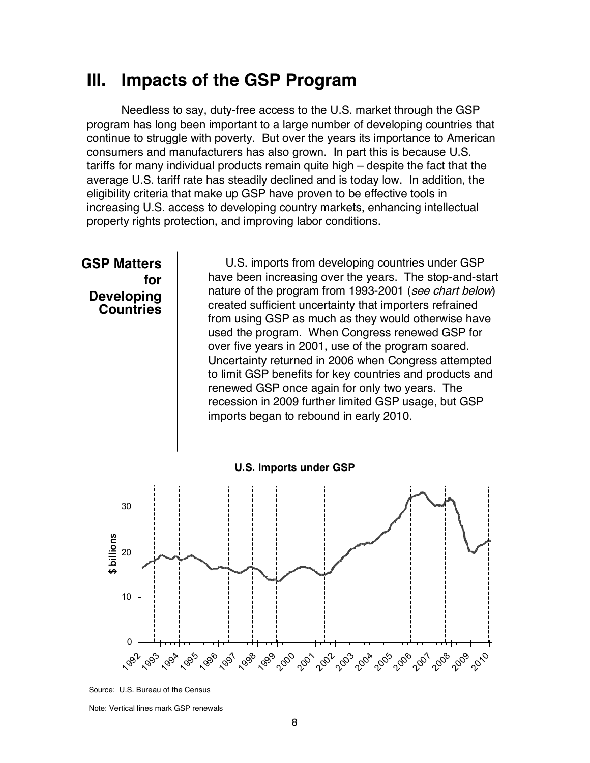# III. Impacts of the GSP Program

Needless to say, duty-free access to the U.S. market through the GSP program has long been important to a large number of developing countries that continue to struggle with poverty. But over the years its importance to American consumers and manufacturers has also grown. In part this is because U.S. tariffs for many individual products remain quite high – despite the fact that the average U.S. tariff rate has steadily declined and is today low. In addition, the eligibility criteria that make up GSP have proven to be effective tools in increasing U.S. access to developing country markets, enhancing intellectual property rights protection, and improving labor conditions.

## GSP Matters for Developing Countries

U.S. imports from developing countries under GSP have been increasing over the years. The stop-and-start nature of the program from 1993-2001 (*see chart below*) created sufficient uncertainty that importers refrained from using GSP as much as they would otherwise have used the program. When Congress renewed GSP for over five years in 2001, use of the program soared. Uncertainty returned in 2006 when Congress attempted to limit GSP benefits for key countries and products and renewed GSP once again for only two years. The recession in 2009 further limited GSP usage, but GSP imports began to rebound in early 2010.

**U.S. Imports under GSP**

Source: U.S. Bureau of the Census

Note: Vertical lines mark GSP renewals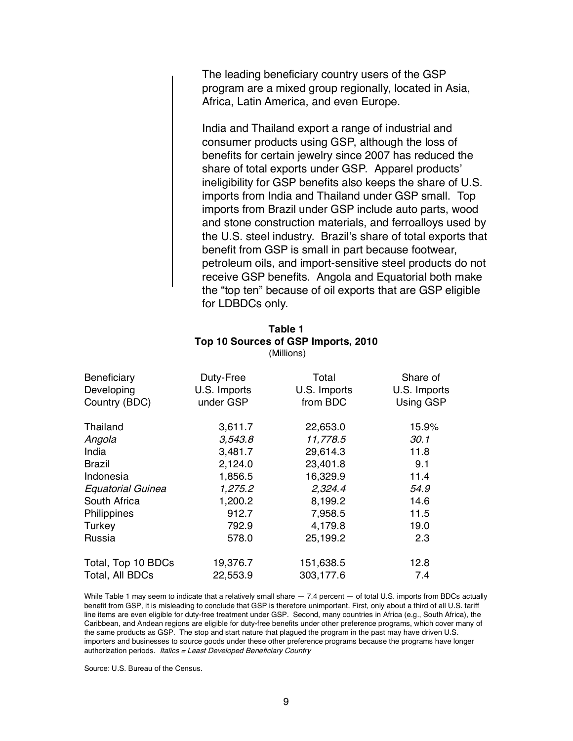The leading beneficiary country users of the GSP program are a mixed group regionally, located in Asia, Africa, Latin America, and even Europe.

India and Thailand export a range of industrial and consumer products using GSP, although the loss of benefits for certain jewelry since 2007 has reduced the share of total exports under GSP. Apparel products' ineligibility for GSP benefits also keeps the share of U.S. imports from India and Thailand under GSP small. Top imports from Brazil under GSP include auto parts, wood and stone construction materials, and ferroalloys used by the U.S. steel industry. Brazil's share of total exports that benefit from GSP is small in part because footwear, petroleum oils, and import-sensitive steel products do not receive GSP benefits. Angola and Equatorial both make the "top ten" because of oil exports that are GSP eligible for LDBDCs only.

**Table 1**
**Top 10 Sources of GSP Imports, 2010**
(Millions)

| Beneficiary Developing Country (BDC) | Duty-Free U.S. Imports under GSP | Total U.S. Imports from BDC | Share of U.S. Imports Using GSP |
|---|---|---|---|
| Thailand | 3,611.7 | 22,653.0 | 15.9% |
| *Angola* | *3,543.8* | *11,778.5* | *30.1* |
| India | 3,481.7 | 29,614.3 | 11.8 |
| Brazil | 2,124.0 | 23,401.8 | 9.1 |
| Indonesia | 1,856.5 | 16,329.9 | 11.4 |
| *Equatorial Guinea* | *1,275.2* | *2,324.4* | *54.9* |
| South Africa | 1,200.2 | 8,199.2 | 14.6 |
| Philippines | 912.7 | 7,958.5 | 11.5 |
| Turkey | 792.9 | 4,179.8 | 19.0 |
| Russia | 578.0 | 25,199.2 | 2.3 |
| Total, Top 10 BDCs | 19,376.7 | 151,638.5 | 12.8 |
| Total, All BDCs | 22,553.9 | 303,177.6 | 7.4 |

While Table 1 may seem to indicate that a relatively small share — 7.4 percent — of total U.S. imports from BDCs actually benefit from GSP, it is misleading to conclude that GSP is therefore unimportant. First, only about a third of all U.S. tariff line items are even eligible for duty-free treatment under GSP. Second, many countries in Africa (e.g., South Africa), the Caribbean, and Andean regions are eligible for duty-free benefits under other preference programs, which cover many of the same products as GSP. The stop and start nature that plagued the program in the past may have driven U.S. importers and businesses to source goods under these other preference programs because the programs have longer authorization periods. *Italics = Least Developed Beneficiary Country*

Source: U.S. Bureau of the Census.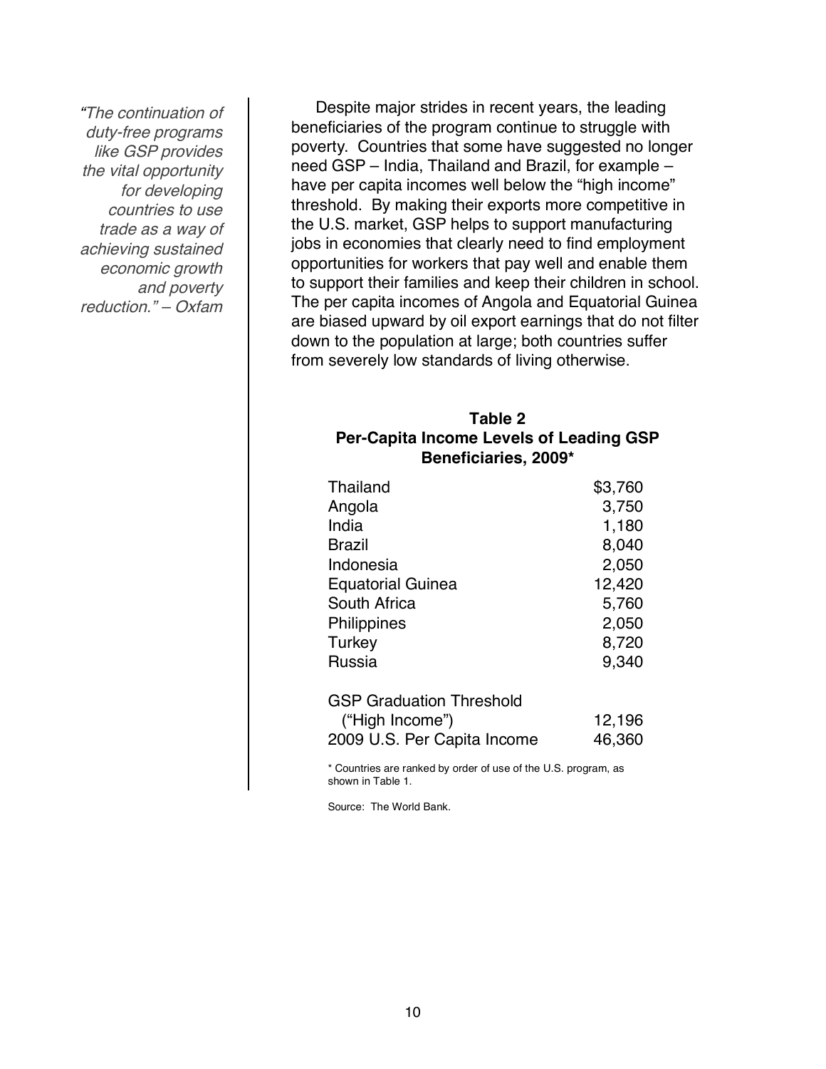*"The continuation of duty-free programs like GSP provides the vital opportunity for developing countries to use trade as a way of achieving sustained economic growth and poverty reduction." – Oxfam*

Despite major strides in recent years, the leading beneficiaries of the program continue to struggle with poverty. Countries that some have suggested no longer need GSP – India, Thailand and Brazil, for example – have per capita incomes well below the "high income" threshold. By making their exports more competitive in the U.S. market, GSP helps to support manufacturing jobs in economies that clearly need to find employment opportunities for workers that pay well and enable them to support their families and keep their children in school. The per capita incomes of Angola and Equatorial Guinea are biased upward by oil export earnings that do not filter down to the population at large; both countries suffer from severely low standards of living otherwise.

**Table 2**
**Per-Capita Income Levels of Leading GSP Beneficiaries, 2009***

| Country | Per-Capita Income |
|---|---|
| Thailand | $3,760 |
| Angola | 3,750 |
| India | 1,180 |
| Brazil | 8,040 |
| Indonesia | 2,050 |
| Equatorial Guinea | 12,420 |
| South Africa | 5,760 |
| Philippines | 2,050 |
| Turkey | 8,720 |
| Russia | 9,340 |
| GSP Graduation Threshold ("High Income") | 12,196 |
| 2009 U.S. Per Capita Income | 46,360 |

\* Countries are ranked by order of use of the U.S. program, as shown in Table 1.

Source: The World Bank.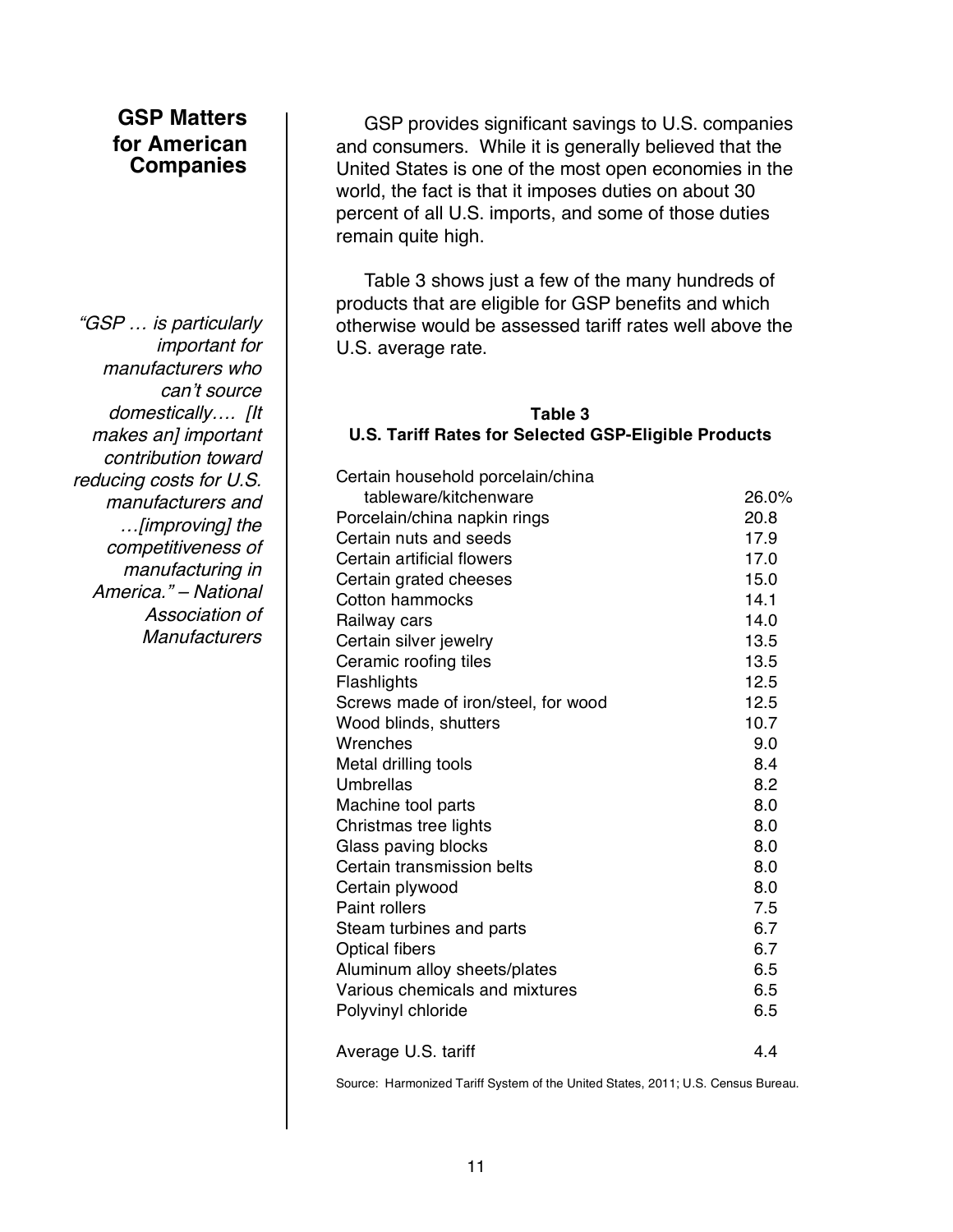## GSP Matters for American Companies

GSP provides significant savings to U.S. companies and consumers. While it is generally believed that the United States is one of the most open economies in the world, the fact is that it imposes duties on about 30 percent of all U.S. imports, and some of those duties remain quite high.

*"GSP … is particularly important for manufacturers who can't source domestically…. [It makes an] important contribution toward reducing costs for U.S. manufacturers and …[improving] the competitiveness of manufacturing in America." – National Association of Manufacturers*

Table 3 shows just a few of the many hundreds of products that are eligible for GSP benefits and which otherwise would be assessed tariff rates well above the U.S. average rate.

**Table 3**
**U.S. Tariff Rates for Selected GSP-Eligible Products**

| Product | Tariff Rate |
|---|---|
| Certain household porcelain/china tableware/kitchenware | 26.0% |
| Porcelain/china napkin rings | 20.8 |
| Certain nuts and seeds | 17.9 |
| Certain artificial flowers | 17.0 |
| Certain grated cheeses | 15.0 |
| Cotton hammocks | 14.1 |
| Railway cars | 14.0 |
| Certain silver jewelry | 13.5 |
| Ceramic roofing tiles | 13.5 |
| Flashlights | 12.5 |
| Screws made of iron/steel, for wood | 12.5 |
| Wood blinds, shutters | 10.7 |
| Wrenches | 9.0 |
| Metal drilling tools | 8.4 |
| Umbrellas | 8.2 |
| Machine tool parts | 8.0 |
| Christmas tree lights | 8.0 |
| Glass paving blocks | 8.0 |
| Certain transmission belts | 8.0 |
| Certain plywood | 8.0 |
| Paint rollers | 7.5 |
| Steam turbines and parts | 6.7 |
| Optical fibers | 6.7 |
| Aluminum alloy sheets/plates | 6.5 |
| Various chemicals and mixtures | 6.5 |
| Polyvinyl chloride | 6.5 |
| Average U.S. tariff | 4.4 |

Source: Harmonized Tariff System of the United States, 2011; U.S. Census Bureau.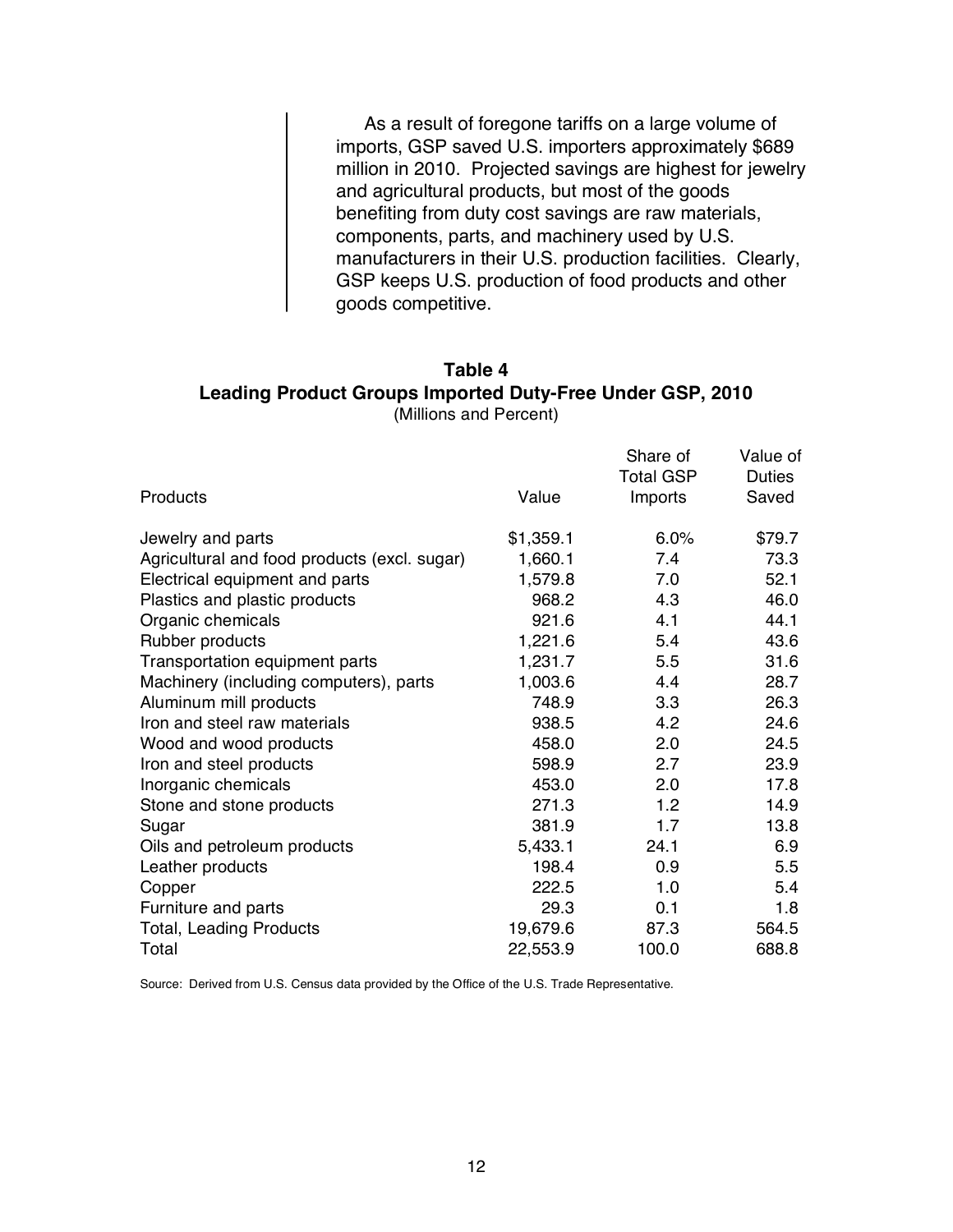As a result of foregone tariffs on a large volume of imports, GSP saved U.S. importers approximately $689 million in 2010. Projected savings are highest for jewelry and agricultural products, but most of the goods benefiting from duty cost savings are raw materials, components, parts, and machinery used by U.S. manufacturers in their U.S. production facilities. Clearly, GSP keeps U.S. production of food products and other goods competitive.

**Table 4**
**Leading Product Groups Imported Duty-Free Under GSP, 2010**
(Millions and Percent)

| Products | Value | Share of Total GSP Imports | Value of Duties Saved |
|---|---|---|---|
| Jewelry and parts | $1,359.1 | 6.0% | $79.7 |
| Agricultural and food products (excl. sugar) | 1,660.1 | 7.4 | 73.3 |
| Electrical equipment and parts | 1,579.8 | 7.0 | 52.1 |
| Plastics and plastic products | 968.2 | 4.3 | 46.0 |
| Organic chemicals | 921.6 | 4.1 | 44.1 |
| Rubber products | 1,221.6 | 5.4 | 43.6 |
| Transportation equipment parts | 1,231.7 | 5.5 | 31.6 |
| Machinery (including computers), parts | 1,003.6 | 4.4 | 28.7 |
| Aluminum mill products | 748.9 | 3.3 | 26.3 |
| Iron and steel raw materials | 938.5 | 4.2 | 24.6 |
| Wood and wood products | 458.0 | 2.0 | 24.5 |
| Iron and steel products | 598.9 | 2.7 | 23.9 |
| Inorganic chemicals | 453.0 | 2.0 | 17.8 |
| Stone and stone products | 271.3 | 1.2 | 14.9 |
| Sugar | 381.9 | 1.7 | 13.8 |
| Oils and petroleum products | 5,433.1 | 24.1 | 6.9 |
| Leather products | 198.4 | 0.9 | 5.5 |
| Copper | 222.5 | 1.0 | 5.4 |
| Furniture and parts | 29.3 | 0.1 | 1.8 |
| Total, Leading Products | 19,679.6 | 87.3 | 564.5 |
| Total | 22,553.9 | 100.0 | 688.8 |

Source: Derived from U.S. Census data provided by the Office of the U.S. Trade Representative.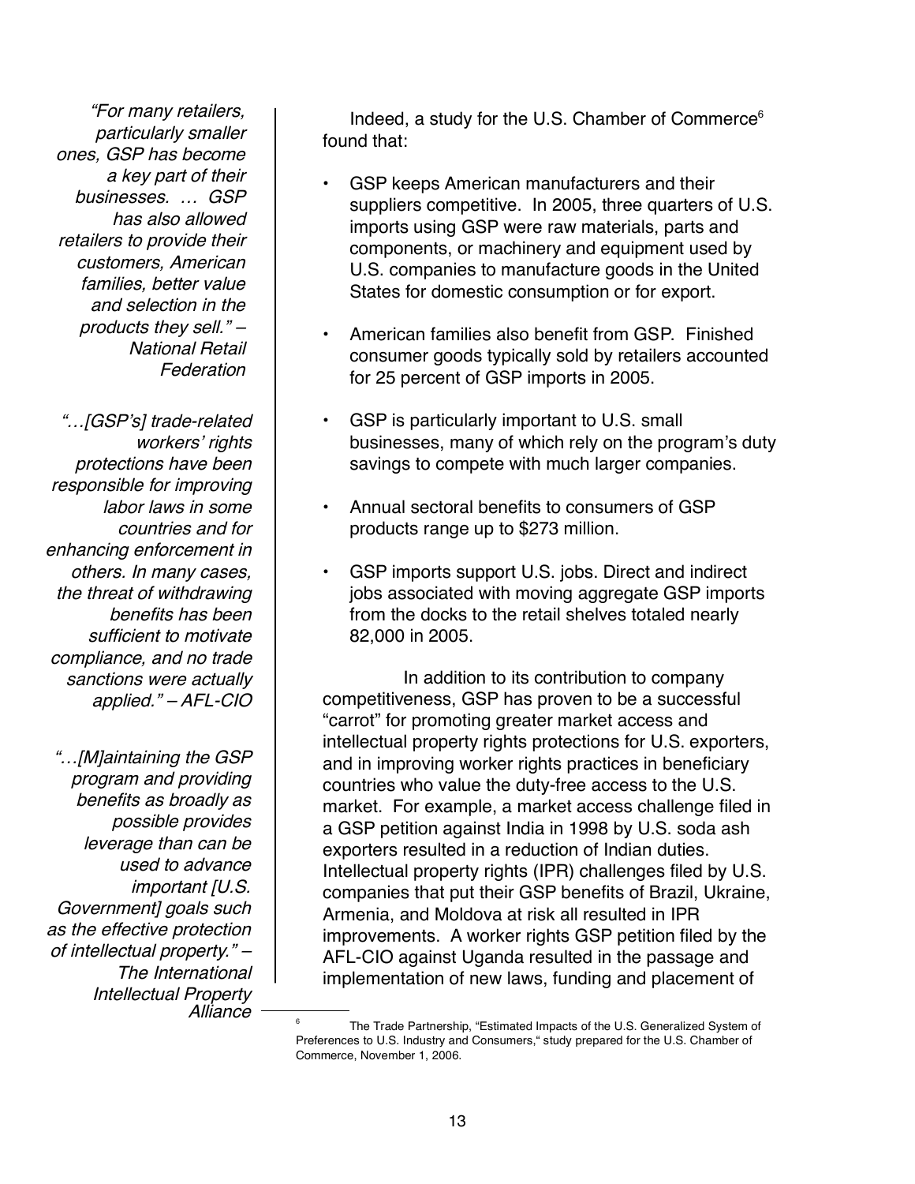*"For many retailers, particularly smaller ones, GSP has become a key part of their businesses. … GSP has also allowed retailers to provide their customers, American families, better value and selection in the products they sell." – National Retail Federation*

*"…[GSP's] trade-related workers' rights protections have been responsible for improving labor laws in some countries and for enhancing enforcement in others. In many cases, the threat of withdrawing benefits has been sufficient to motivate compliance, and no trade sanctions were actually applied." – AFL-CIO*

*"…[M]aintaining the GSP program and providing benefits as broadly as possible provides leverage than can be used to advance important [U.S. Government] goals such as the effective protection of intellectual property." – The International Intellectual Property Alliance*

Indeed, a study for the U.S. Chamber of Commerce[6] found that:

- GSP keeps American manufacturers and their suppliers competitive. In 2005, three quarters of U.S. imports using GSP were raw materials, parts and components, or machinery and equipment used by U.S. companies to manufacture goods in the United States for domestic consumption or for export.
- American families also benefit from GSP. Finished consumer goods typically sold by retailers accounted for 25 percent of GSP imports in 2005.
- GSP is particularly important to U.S. small businesses, many of which rely on the program's duty savings to compete with much larger companies.
- Annual sectoral benefits to consumers of GSP products range up to $273 million.
- GSP imports support U.S. jobs. Direct and indirect jobs associated with moving aggregate GSP imports from the docks to the retail shelves totaled nearly 82,000 in 2005.

In addition to its contribution to company competitiveness, GSP has proven to be a successful "carrot" for promoting greater market access and intellectual property rights protections for U.S. exporters, and in improving worker rights practices in beneficiary countries who value the duty-free access to the U.S. market. For example, a market access challenge filed in a GSP petition against India in 1998 by U.S. soda ash exporters resulted in a reduction of Indian duties. Intellectual property rights (IPR) challenges filed by U.S. companies that put their GSP benefits of Brazil, Ukraine, Armenia, and Moldova at risk all resulted in IPR improvements. A worker rights GSP petition filed by the AFL-CIO against Uganda resulted in the passage and implementation of new laws, funding and placement of

[6] The Trade Partnership, "Estimated Impacts of the U.S. Generalized System of Preferences to U.S. Industry and Consumers," study prepared for the U.S. Chamber of Commerce, November 1, 2006.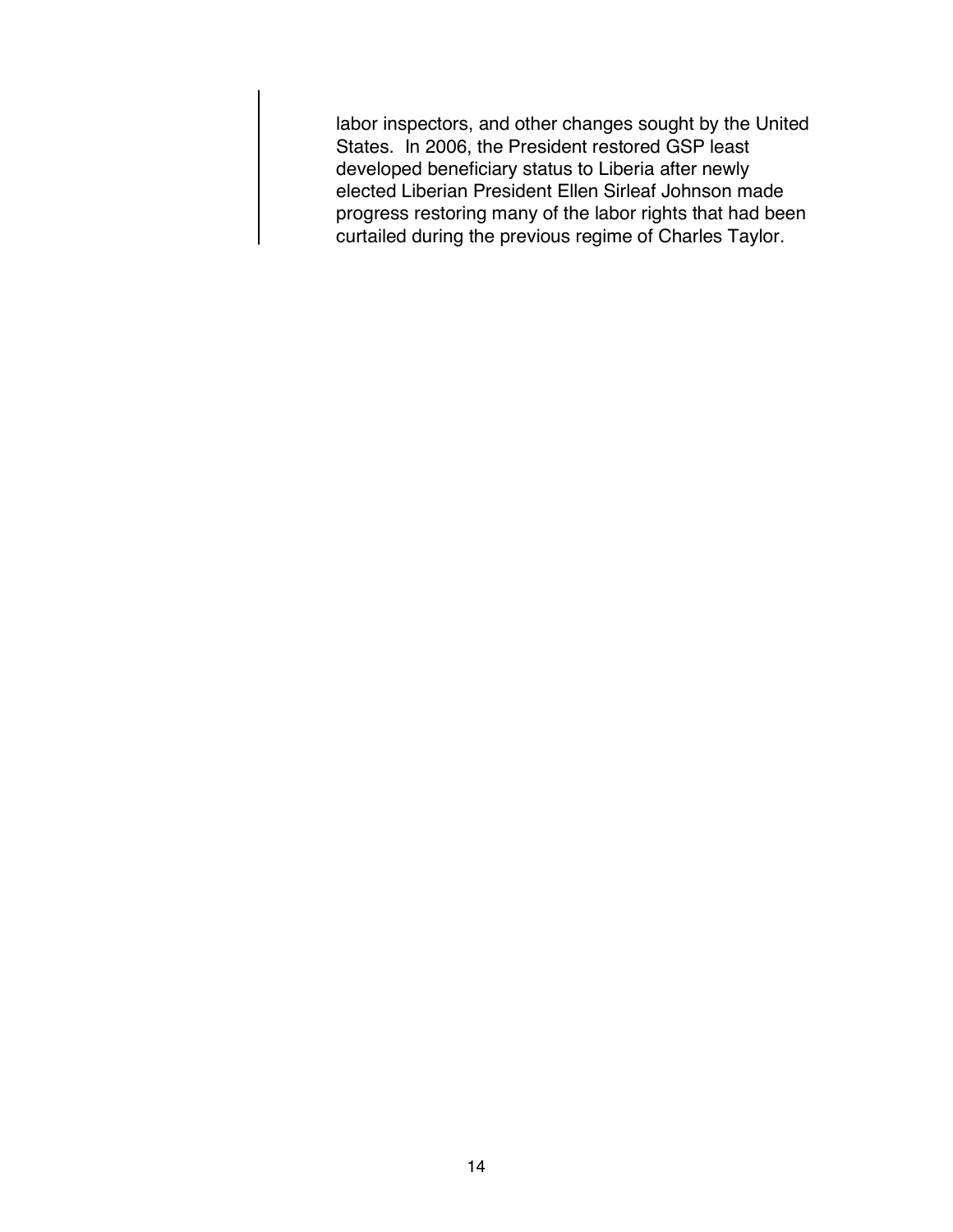labor inspectors, and other changes sought by the United States. In 2006, the President restored GSP least developed beneficiary status to Liberia after newly elected Liberian President Ellen Sirleaf Johnson made progress restoring many of the labor rights that had been curtailed during the previous regime of Charles Taylor.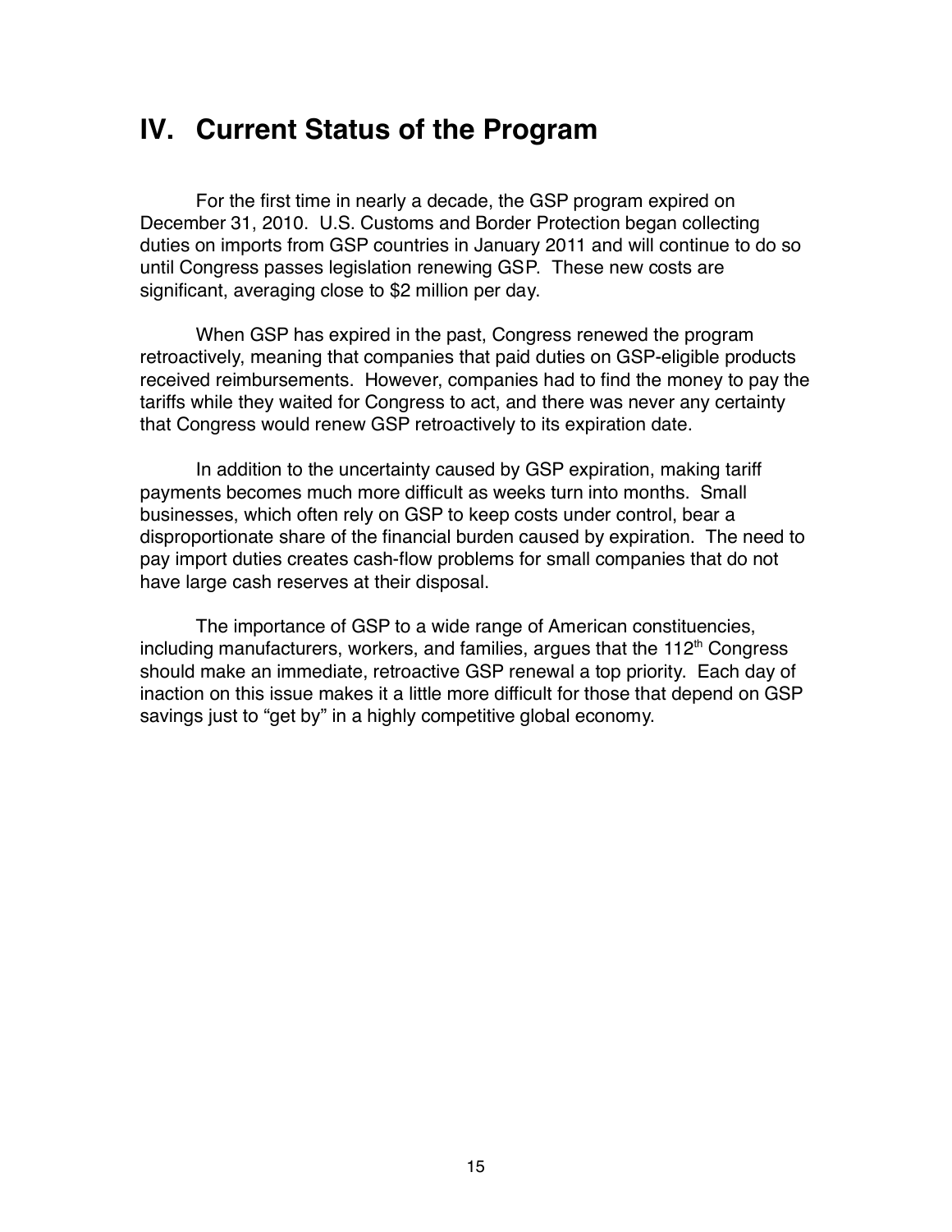# IV. Current Status of the Program

For the first time in nearly a decade, the GSP program expired on December 31, 2010. U.S. Customs and Border Protection began collecting duties on imports from GSP countries in January 2011 and will continue to do so until Congress passes legislation renewing GSP. These new costs are significant, averaging close to $2 million per day.

When GSP has expired in the past, Congress renewed the program retroactively, meaning that companies that paid duties on GSP-eligible products received reimbursements. However, companies had to find the money to pay the tariffs while they waited for Congress to act, and there was never any certainty that Congress would renew GSP retroactively to its expiration date.

In addition to the uncertainty caused by GSP expiration, making tariff payments becomes much more difficult as weeks turn into months. Small businesses, which often rely on GSP to keep costs under control, bear a disproportionate share of the financial burden caused by expiration. The need to pay import duties creates cash-flow problems for small companies that do not have large cash reserves at their disposal.

The importance of GSP to a wide range of American constituencies, including manufacturers, workers, and families, argues that the 112th Congress should make an immediate, retroactive GSP renewal a top priority. Each day of inaction on this issue makes it a little more difficult for those that depend on GSP savings just to "get by" in a highly competitive global economy.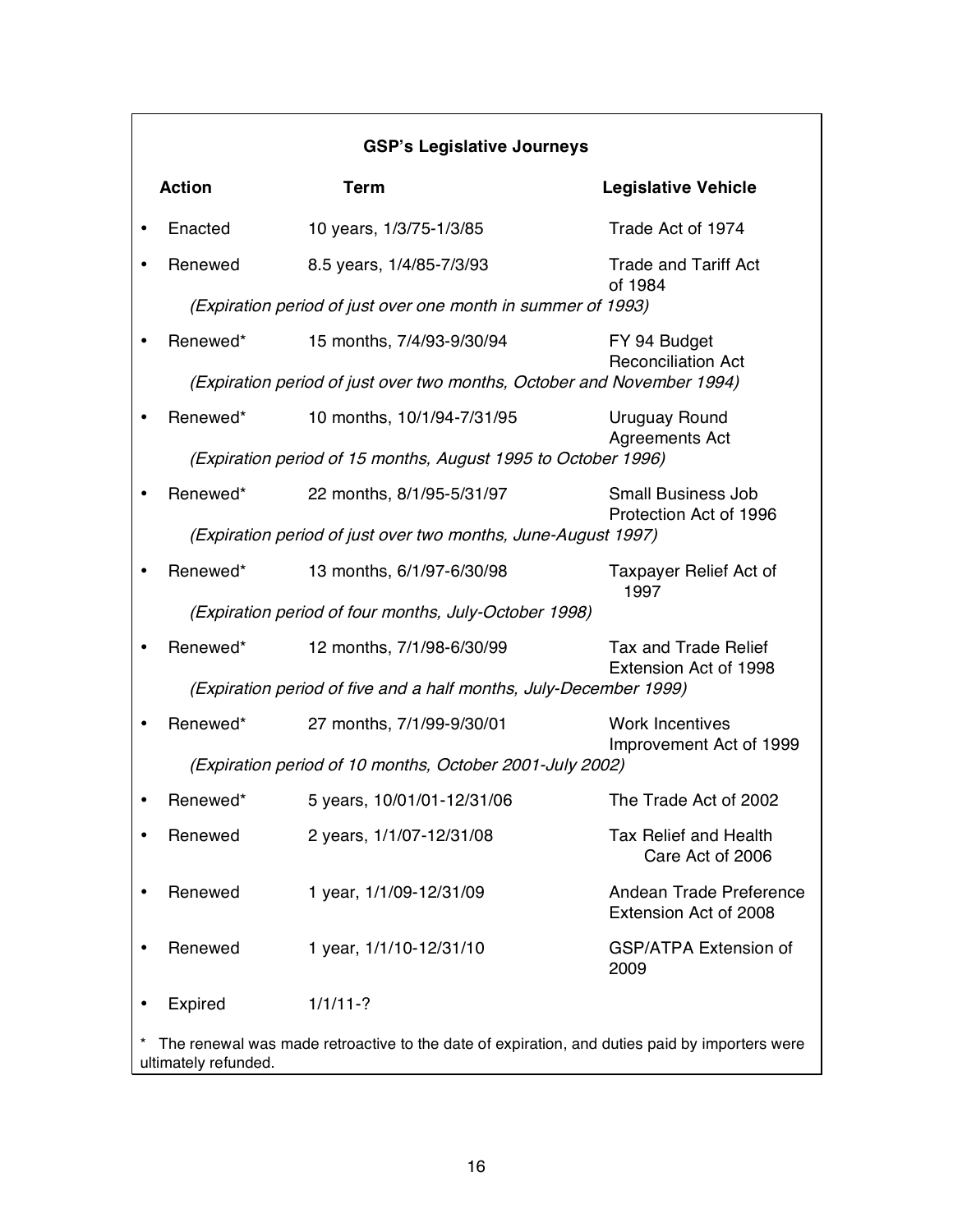**GSP's Legislative Journeys**

| Action | Term | Legislative Vehicle |
|---|---|---|
| Enacted | 10 years, 1/3/75-1/3/85 | Trade Act of 1974 |
| Renewed | 8.5 years, 1/4/85-7/3/93 | Trade and Tariff Act of 1984 |
| *(Expiration period of just over one month in summer of 1993)* | | |
| Renewed* | 15 months, 7/4/93-9/30/94 | FY 94 Budget Reconciliation Act |
| *(Expiration period of just over two months, October and November 1994)* | | |
| Renewed* | 10 months, 10/1/94-7/31/95 | Uruguay Round Agreements Act |
| *(Expiration period of 15 months, August 1995 to October 1996)* | | |
| Renewed* | 22 months, 8/1/95-5/31/97 | Small Business Job Protection Act of 1996 |
| *(Expiration period of just over two months, June-August 1997)* | | |
| Renewed* | 13 months, 6/1/97-6/30/98 | Taxpayer Relief Act of 1997 |
| *(Expiration period of four months, July-October 1998)* | | |
| Renewed* | 12 months, 7/1/98-6/30/99 | Tax and Trade Relief Extension Act of 1998 |
| *(Expiration period of five and a half months, July-December 1999)* | | |
| Renewed* | 27 months, 7/1/99-9/30/01 | Work Incentives Improvement Act of 1999 |
| *(Expiration period of 10 months, October 2001-July 2002)* | | |
| Renewed* | 5 years, 10/01/01-12/31/06 | The Trade Act of 2002 |
| Renewed | 2 years, 1/1/07-12/31/08 | Tax Relief and Health Care Act of 2006 |
| Renewed | 1 year, 1/1/09-12/31/09 | Andean Trade Preference Extension Act of 2008 |
| Renewed | 1 year, 1/1/10-12/31/10 | GSP/ATPA Extension of 2009 |
| Expired | 1/1/11-? | |

\* The renewal was made retroactive to the date of expiration, and duties paid by importers were ultimately refunded.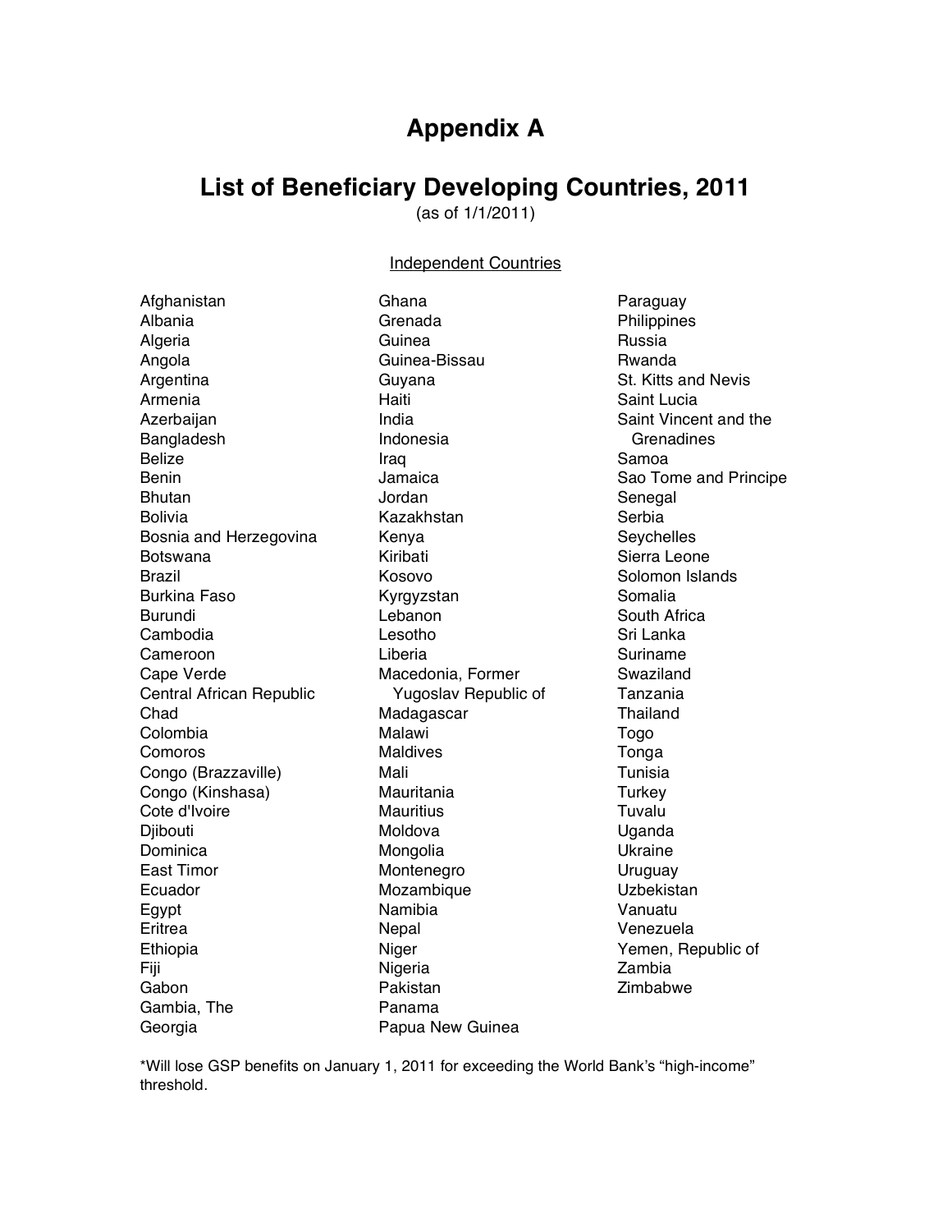# Appendix A

## List of Beneficiary Developing Countries, 2011

(as of 1/1/2011)

Independent Countries

Afghanistan
Albania
Algeria
Angola
Argentina
Armenia
Azerbaijan
Bangladesh
Belize
Benin
Bhutan
Bolivia
Bosnia and Herzegovina
Botswana
Brazil
Burkina Faso
Burundi
Cambodia
Cameroon
Cape Verde
Central African Republic
Chad
Colombia
Comoros
Congo (Brazzaville)
Congo (Kinshasa)
Cote d'Ivoire
Djibouti
Dominica
East Timor
Ecuador
Egypt
Eritrea
Ethiopia
Fiji
Gabon
Gambia, The
Georgia
Ghana
Grenada
Guinea
Guinea-Bissau
Guyana
Haiti
India
Indonesia
Iraq
Jamaica
Jordan
Kazakhstan
Kenya
Kiribati
Kosovo
Kyrgyzstan
Lebanon
Lesotho
Liberia
Macedonia, Former Yugoslav Republic of
Madagascar
Malawi
Maldives
Mali
Mauritania
Mauritius
Moldova
Mongolia
Montenegro
Mozambique
Namibia
Nepal
Niger
Nigeria
Pakistan
Panama
Papua New Guinea
Paraguay
Philippines
Russia
Rwanda
St. Kitts and Nevis
Saint Lucia
Saint Vincent and the Grenadines
Samoa
Sao Tome and Principe
Senegal
Serbia
Seychelles
Sierra Leone
Solomon Islands
Somalia
South Africa
Sri Lanka
Suriname
Swaziland
Tanzania
Thailand
Togo
Tonga
Tunisia
Turkey
Tuvalu
Uganda
Ukraine
Uruguay
Uzbekistan
Vanuatu
Venezuela
Yemen, Republic of
Zambia
Zimbabwe

*Will lose GSP benefits on January 1, 2011 for exceeding the World Bank's "high-income" threshold.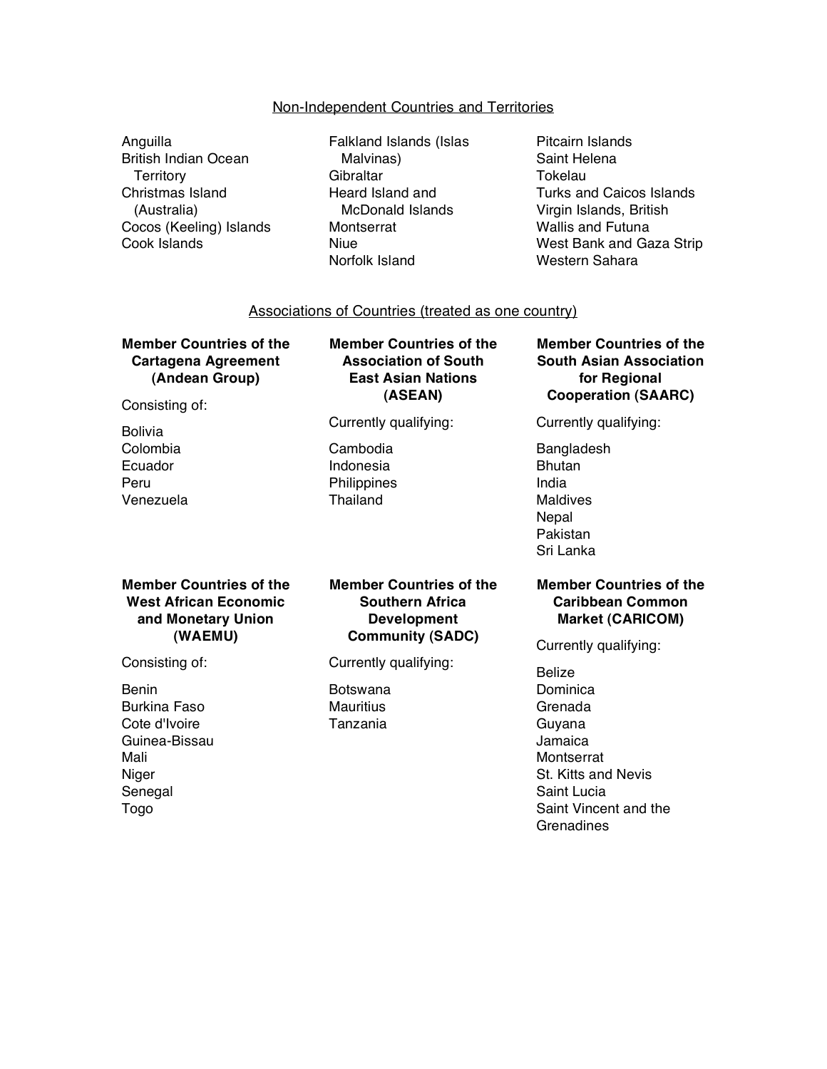## Non-Independent Countries and Territories

- Anguilla
- British Indian Ocean Territory
- Christmas Island (Australia)
- Cocos (Keeling) Islands
- Cook Islands
- Falkland Islands (Islas Malvinas)
- Gibraltar
- Heard Island and McDonald Islands
- Montserrat
- Niue
- Norfolk Island
- Pitcairn Islands
- Saint Helena
- Tokelau
- Turks and Caicos Islands
- Virgin Islands, British
- Wallis and Futuna
- West Bank and Gaza Strip
- Western Sahara

## Associations of Countries (treated as one country)

**Member Countries of the Cartagena Agreement (Andean Group)**

Consisting of:

- Bolivia
- Colombia
- Ecuador
- Peru
- Venezuela

**Member Countries of the Association of South East Asian Nations (ASEAN)**

Currently qualifying:

- Cambodia
- Indonesia
- Philippines
- Thailand

**Member Countries of the South Asian Association for Regional Cooperation (SAARC)**

Currently qualifying:

- Bangladesh
- Bhutan
- India
- Maldives
- Nepal
- Pakistan
- Sri Lanka

**Member Countries of the West African Economic and Monetary Union (WAEMU)**

Consisting of:

- Benin
- Burkina Faso
- Cote d'Ivoire
- Guinea-Bissau
- Mali
- Niger
- Senegal
- Togo

**Member Countries of the Southern Africa Development Community (SADC)**

Currently qualifying:

- Botswana
- Mauritius
- Tanzania

**Member Countries of the Caribbean Common Market (CARICOM)**

Currently qualifying:

- Belize
- Dominica
- Grenada
- Guyana
- Jamaica
- Montserrat
- St. Kitts and Nevis
- Saint Lucia
- Saint Vincent and the Grenadines